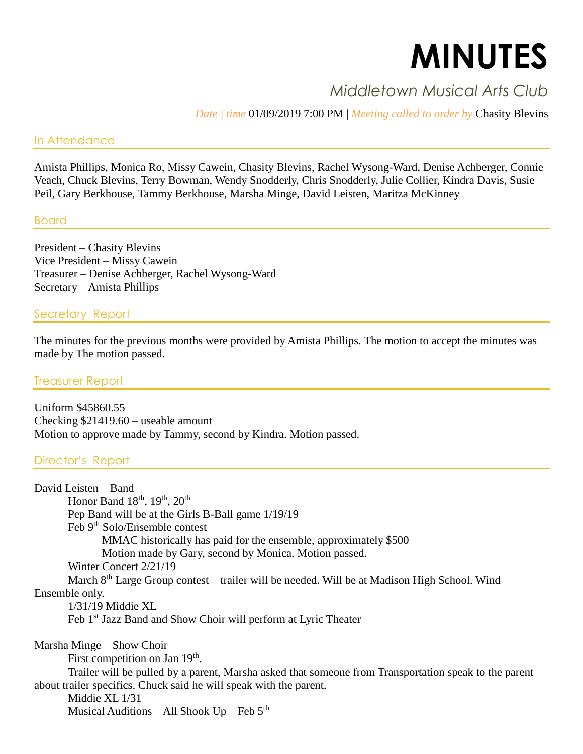# MINUTES

*Middletown Musical Arts Club*

*Date | time* 01/09/2019 7:00 PM | *Meeting called to order by* Chasity Blevins

## In Attendance

Amista Phillips, Monica Ro, Missy Cawein, Chasity Blevins, Rachel Wysong-Ward, Denise Achberger, Connie Veach, Chuck Blevins, Terry Bowman, Wendy Snodderly, Chris Snodderly, Julie Collier, Kindra Davis, Susie Peil, Gary Berkhouse, Tammy Berkhouse, Marsha Minge, David Leisten, Maritza McKinney

## Board

President – Chasity Blevins
Vice President – Missy Cawein
Treasurer – Denise Achberger, Rachel Wysong-Ward
Secretary – Amista Phillips

## Secretary Report

The minutes for the previous months were provided by Amista Phillips. The motion to accept the minutes was made by The motion passed.

## Treasurer Report

Uniform $45860.55
Checking $21419.60 – useable amount
Motion to approve made by Tammy, second by Kindra. Motion passed.

## Director's Report

David Leisten – Band

- Honor Band 18th, 19th, 20th
- Pep Band will be at the Girls B-Ball game 1/19/19
- Feb 9th Solo/Ensemble contest
  - MMAC historically has paid for the ensemble, approximately $500
  - Motion made by Gary, second by Monica. Motion passed.
- Winter Concert 2/21/19
- March 8th Large Group contest – trailer will be needed. Will be at Madison High School. Wind Ensemble only.
- 1/31/19 Middie XL
- Feb 1st Jazz Band and Show Choir will perform at Lyric Theater

Marsha Minge – Show Choir

- First competition on Jan 19th.
- Trailer will be pulled by a parent, Marsha asked that someone from Transportation speak to the parent about trailer specifics. Chuck said he will speak with the parent.
- Middie XL 1/31
- Musical Auditions – All Shook Up – Feb 5th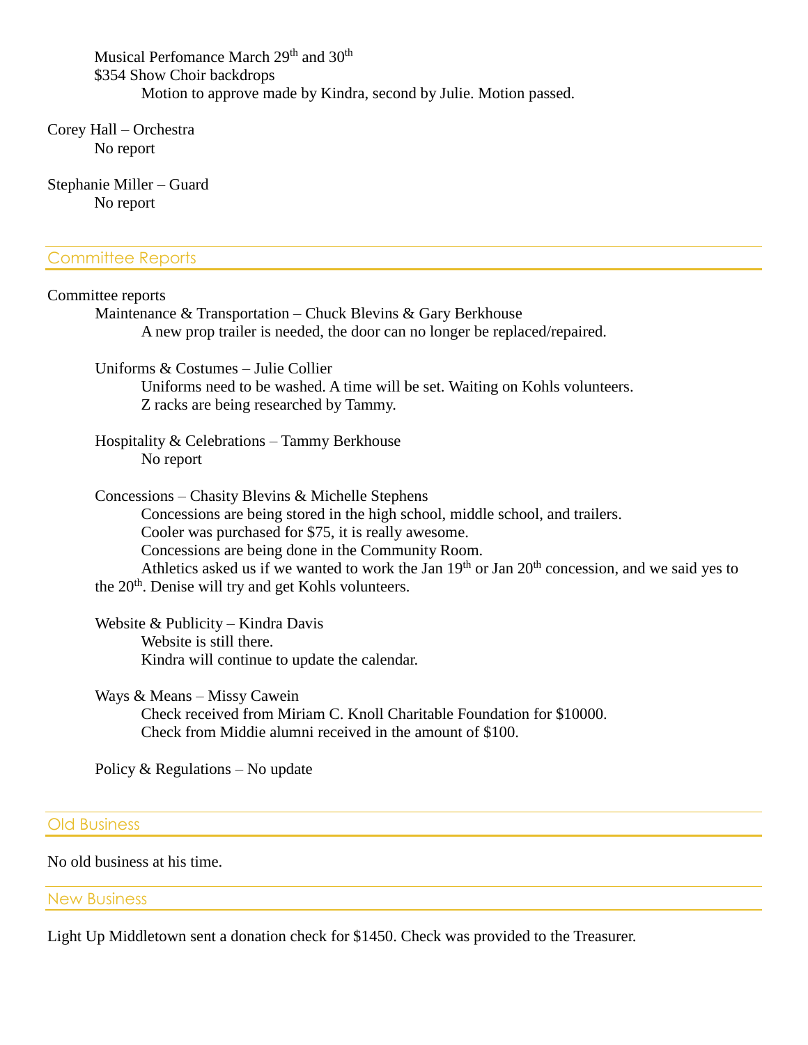Musical Perfomance March 29th and 30th

$354 Show Choir backdrops

Motion to approve made by Kindra, second by Julie. Motion passed.

Corey Hall – Orchestra

No report

Stephanie Miller – Guard

No report

## Committee Reports

Committee reports

Maintenance & Transportation – Chuck Blevins & Gary Berkhouse

A new prop trailer is needed, the door can no longer be replaced/repaired.

Uniforms & Costumes – Julie Collier

Uniforms need to be washed. A time will be set. Waiting on Kohls volunteers.

Z racks are being researched by Tammy.

Hospitality & Celebrations – Tammy Berkhouse

No report

Concessions – Chasity Blevins & Michelle Stephens

Concessions are being stored in the high school, middle school, and trailers.

Cooler was purchased for $75, it is really awesome.

Concessions are being done in the Community Room.

Athletics asked us if we wanted to work the Jan 19th or Jan 20th concession, and we said yes to the 20th. Denise will try and get Kohls volunteers.

Website & Publicity – Kindra Davis

Website is still there.

Kindra will continue to update the calendar.

Ways & Means – Missy Cawein

Check received from Miriam C. Knoll Charitable Foundation for $10000.

Check from Middie alumni received in the amount of $100.

Policy & Regulations – No update

## Old Business

No old business at his time.

## New Business

Light Up Middletown sent a donation check for $1450. Check was provided to the Treasurer.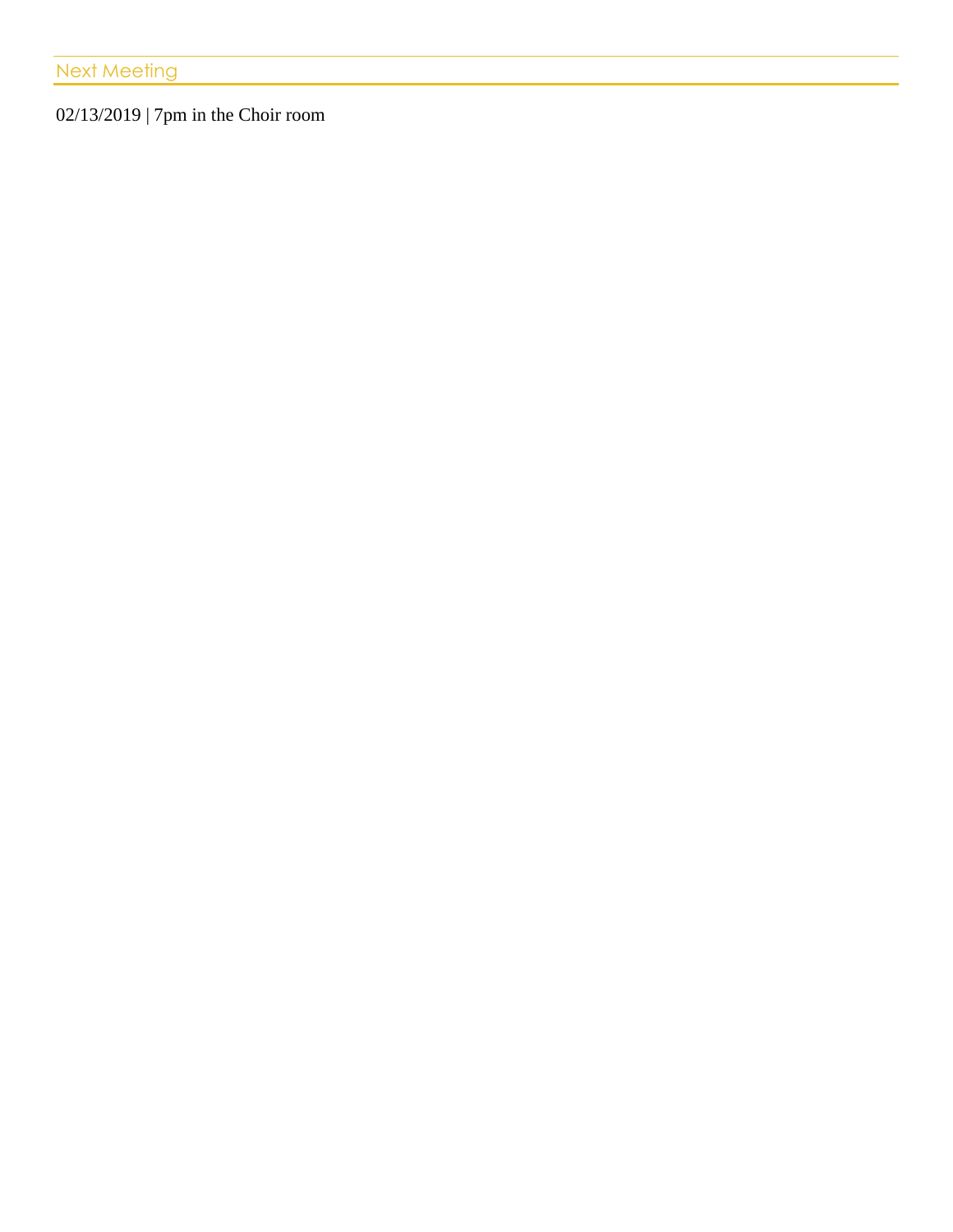## Next Meeting

02/13/2019 | 7pm in the Choir room